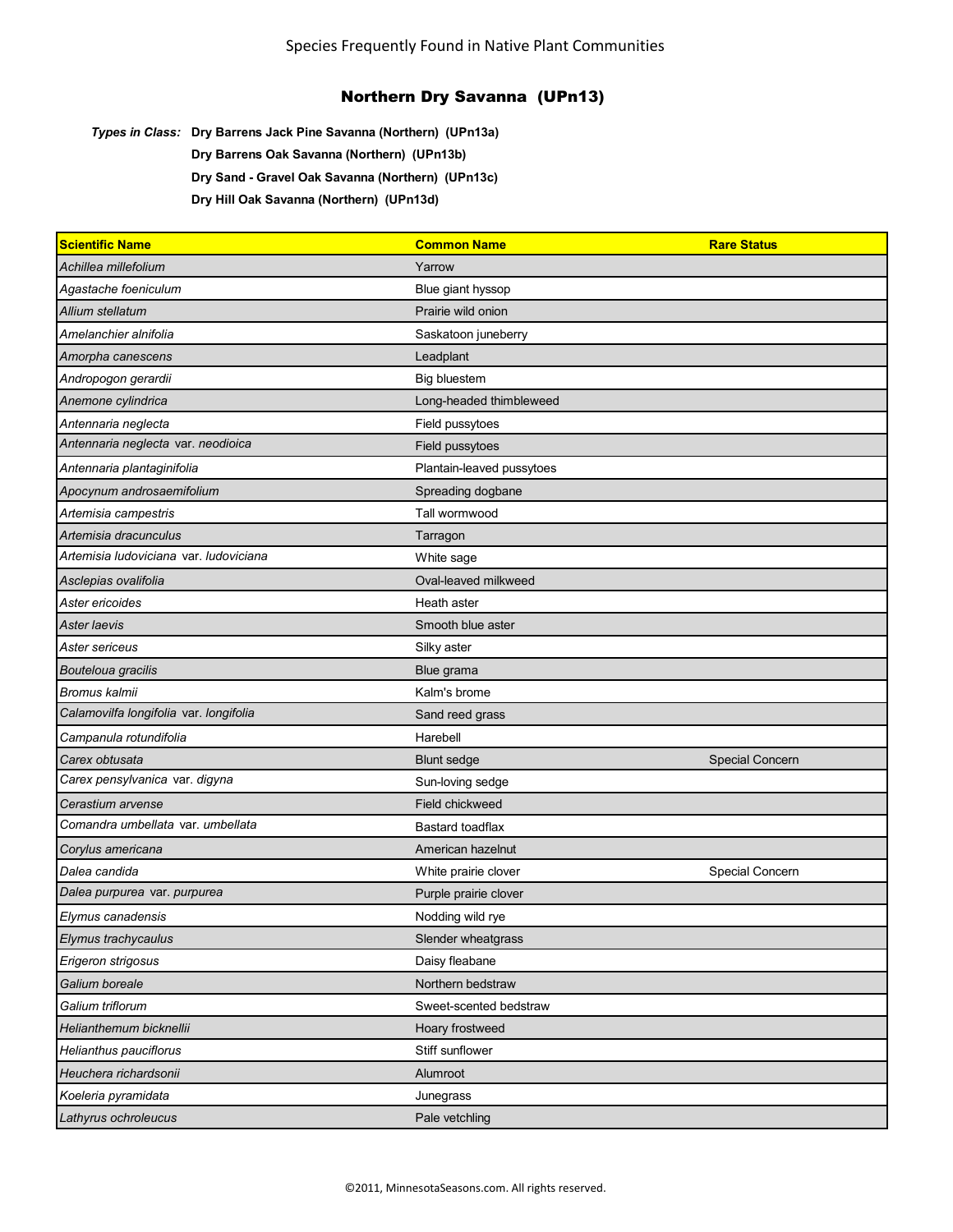Species Frequently Found in Native Plant Communities

# Northern Dry Savanna (UPn13)

***Types in Class:*** **Dry Barrens Jack Pine Savanna (Northern) (UPn13a)**
**Dry Barrens Oak Savanna (Northern) (UPn13b)**
**Dry Sand - Gravel Oak Savanna (Northern) (UPn13c)**
**Dry Hill Oak Savanna (Northern) (UPn13d)**

| Scientific Name | Common Name | Rare Status |
|---|---|---|
| *Achillea millefolium* | Yarrow | |
| *Agastache foeniculum* | Blue giant hyssop | |
| *Allium stellatum* | Prairie wild onion | |
| *Amelanchier alnifolia* | Saskatoon juneberry | |
| *Amorpha canescens* | Leadplant | |
| *Andropogon gerardii* | Big bluestem | |
| *Anemone cylindrica* | Long-headed thimbleweed | |
| *Antennaria neglecta* | Field pussytoes | |
| *Antennaria neglecta* var. *neodioica* | Field pussytoes | |
| *Antennaria plantaginifolia* | Plantain-leaved pussytoes | |
| *Apocynum androsaemifolium* | Spreading dogbane | |
| *Artemisia campestris* | Tall wormwood | |
| *Artemisia dracunculus* | Tarragon | |
| *Artemisia ludoviciana* var. *ludoviciana* | White sage | |
| *Asclepias ovalifolia* | Oval-leaved milkweed | |
| *Aster ericoides* | Heath aster | |
| *Aster laevis* | Smooth blue aster | |
| *Aster sericeus* | Silky aster | |
| *Bouteloua gracilis* | Blue grama | |
| *Bromus kalmii* | Kalm's brome | |
| *Calamovilfa longifolia* var. *longifolia* | Sand reed grass | |
| *Campanula rotundifolia* | Harebell | |
| *Carex obtusata* | Blunt sedge | Special Concern |
| *Carex pensylvanica* var. *digyna* | Sun-loving sedge | |
| *Cerastium arvense* | Field chickweed | |
| *Comandra umbellata* var. *umbellata* | Bastard toadflax | |
| *Corylus americana* | American hazelnut | |
| *Dalea candida* | White prairie clover | Special Concern |
| *Dalea purpurea* var. *purpurea* | Purple prairie clover | |
| *Elymus canadensis* | Nodding wild rye | |
| *Elymus trachycaulus* | Slender wheatgrass | |
| *Erigeron strigosus* | Daisy fleabane | |
| *Galium boreale* | Northern bedstraw | |
| *Galium triflorum* | Sweet-scented bedstraw | |
| *Helianthemum bicknellii* | Hoary frostweed | |
| *Helianthus pauciflorus* | Stiff sunflower | |
| *Heuchera richardsonii* | Alumroot | |
| *Koeleria pyramidata* | Junegrass | |
| *Lathyrus ochroleucus* | Pale vetchling | |

©2011, MinnesotaSeasons.com. All rights reserved.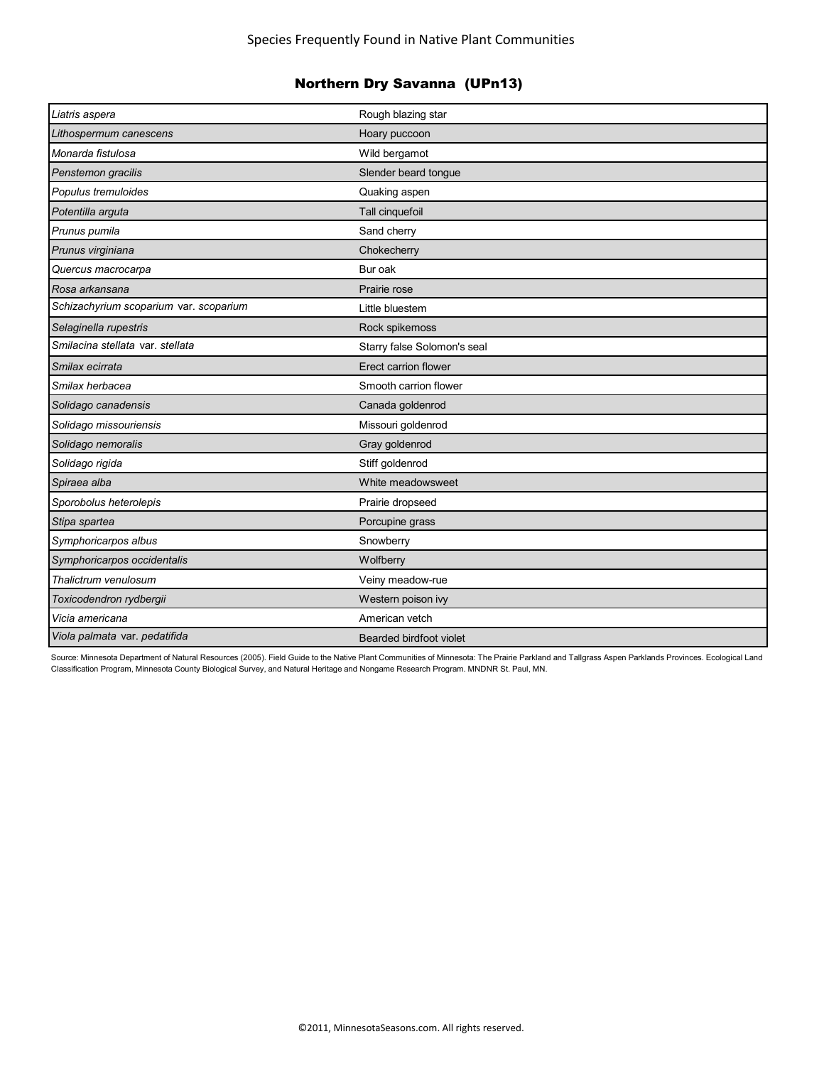## Northern Dry Savanna (UPn13)

| | |
|---|---|
| *Liatris aspera* | Rough blazing star |
| *Lithospermum canescens* | Hoary puccoon |
| *Monarda fistulosa* | Wild bergamot |
| *Penstemon gracilis* | Slender beard tongue |
| *Populus tremuloides* | Quaking aspen |
| *Potentilla arguta* | Tall cinquefoil |
| *Prunus pumila* | Sand cherry |
| *Prunus virginiana* | Chokecherry |
| *Quercus macrocarpa* | Bur oak |
| *Rosa arkansana* | Prairie rose |
| *Schizachyrium scoparium* var. *scoparium* | Little bluestem |
| *Selaginella rupestris* | Rock spikemoss |
| *Smilacina stellata* var. *stellata* | Starry false Solomon's seal |
| *Smilax ecirrata* | Erect carrion flower |
| *Smilax herbacea* | Smooth carrion flower |
| *Solidago canadensis* | Canada goldenrod |
| *Solidago missouriensis* | Missouri goldenrod |
| *Solidago nemoralis* | Gray goldenrod |
| *Solidago rigida* | Stiff goldenrod |
| *Spiraea alba* | White meadowsweet |
| *Sporobolus heterolepis* | Prairie dropseed |
| *Stipa spartea* | Porcupine grass |
| *Symphoricarpos albus* | Snowberry |
| *Symphoricarpos occidentalis* | Wolfberry |
| *Thalictrum venulosum* | Veiny meadow-rue |
| *Toxicodendron rydbergii* | Western poison ivy |
| *Vicia americana* | American vetch |
| *Viola palmata* var. *pedatifida* | Bearded birdfoot violet |

Source: Minnesota Department of Natural Resources (2005). Field Guide to the Native Plant Communities of Minnesota: The Prairie Parkland and Tallgrass Aspen Parklands Provinces. Ecological Land Classification Program, Minnesota County Biological Survey, and Natural Heritage and Nongame Research Program. MNDNR St. Paul, MN.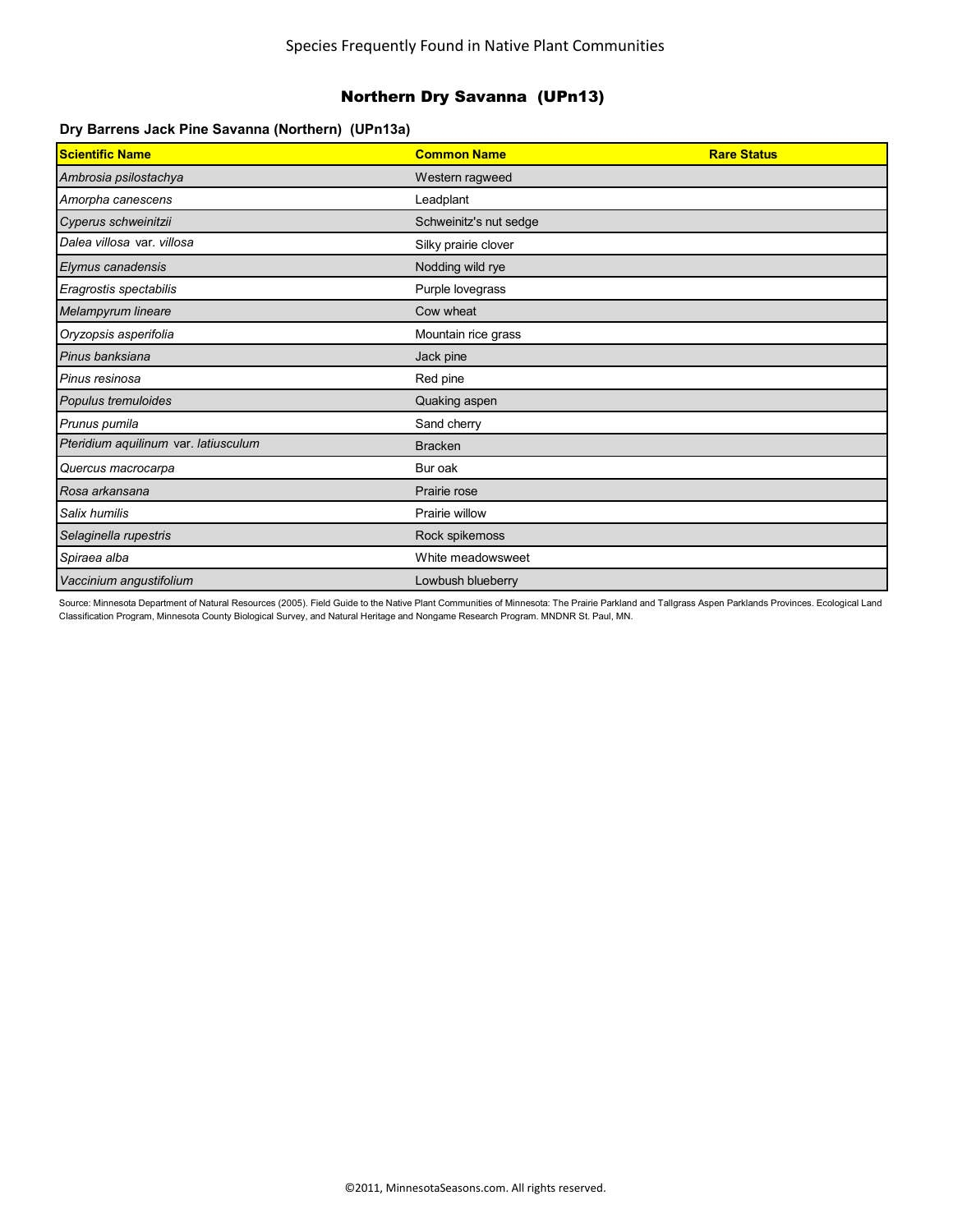Species Frequently Found in Native Plant Communities

## Northern Dry Savanna (UPn13)

### Dry Barrens Jack Pine Savanna (Northern) (UPn13a)

| Scientific Name | Common Name | Rare Status |
|---|---|---|
| *Ambrosia psilostachya* | Western ragweed | |
| *Amorpha canescens* | Leadplant | |
| *Cyperus schweinitzii* | Schweinitz's nut sedge | |
| *Dalea villosa* var. *villosa* | Silky prairie clover | |
| *Elymus canadensis* | Nodding wild rye | |
| *Eragrostis spectabilis* | Purple lovegrass | |
| *Melampyrum lineare* | Cow wheat | |
| *Oryzopsis asperifolia* | Mountain rice grass | |
| *Pinus banksiana* | Jack pine | |
| *Pinus resinosa* | Red pine | |
| *Populus tremuloides* | Quaking aspen | |
| *Prunus pumila* | Sand cherry | |
| *Pteridium aquilinum* var. *latiusculum* | Bracken | |
| *Quercus macrocarpa* | Bur oak | |
| *Rosa arkansana* | Prairie rose | |
| *Salix humilis* | Prairie willow | |
| *Selaginella rupestris* | Rock spikemoss | |
| *Spiraea alba* | White meadowsweet | |
| *Vaccinium angustifolium* | Lowbush blueberry | |

Source: Minnesota Department of Natural Resources (2005). Field Guide to the Native Plant Communities of Minnesota: The Prairie Parkland and Tallgrass Aspen Parklands Provinces. Ecological Land Classification Program, Minnesota County Biological Survey, and Natural Heritage and Nongame Research Program. MNDNR St. Paul, MN.

©2011, MinnesotaSeasons.com. All rights reserved.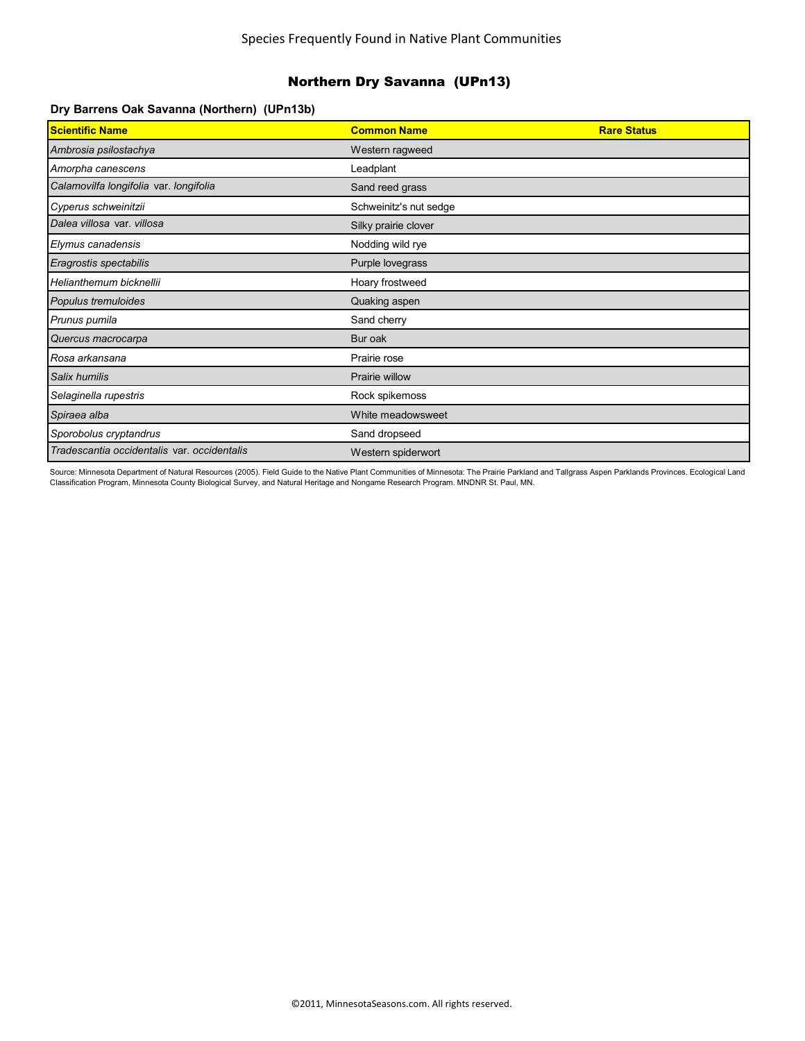Species Frequently Found in Native Plant Communities

# Northern Dry Savanna (UPn13)

### Dry Barrens Oak Savanna (Northern) (UPn13b)

| Scientific Name | Common Name | Rare Status |
|---|---|---|
| *Ambrosia psilostachya* | Western ragweed | |
| *Amorpha canescens* | Leadplant | |
| *Calamovilfa longifolia* var. *longifolia* | Sand reed grass | |
| *Cyperus schweinitzii* | Schweinitz's nut sedge | |
| *Dalea villosa* var. *villosa* | Silky prairie clover | |
| *Elymus canadensis* | Nodding wild rye | |
| *Eragrostis spectabilis* | Purple lovegrass | |
| *Helianthemum bicknellii* | Hoary frostweed | |
| *Populus tremuloides* | Quaking aspen | |
| *Prunus pumila* | Sand cherry | |
| *Quercus macrocarpa* | Bur oak | |
| *Rosa arkansana* | Prairie rose | |
| *Salix humilis* | Prairie willow | |
| *Selaginella rupestris* | Rock spikemoss | |
| *Spiraea alba* | White meadowsweet | |
| *Sporobolus cryptandrus* | Sand dropseed | |
| *Tradescantia occidentalis* var. *occidentalis* | Western spiderwort | |

Source: Minnesota Department of Natural Resources (2005). Field Guide to the Native Plant Communities of Minnesota: The Prairie Parkland and Tallgrass Aspen Parklands Provinces. Ecological Land Classification Program, Minnesota County Biological Survey, and Natural Heritage and Nongame Research Program. MNDNR St. Paul, MN.

©2011, MinnesotaSeasons.com. All rights reserved.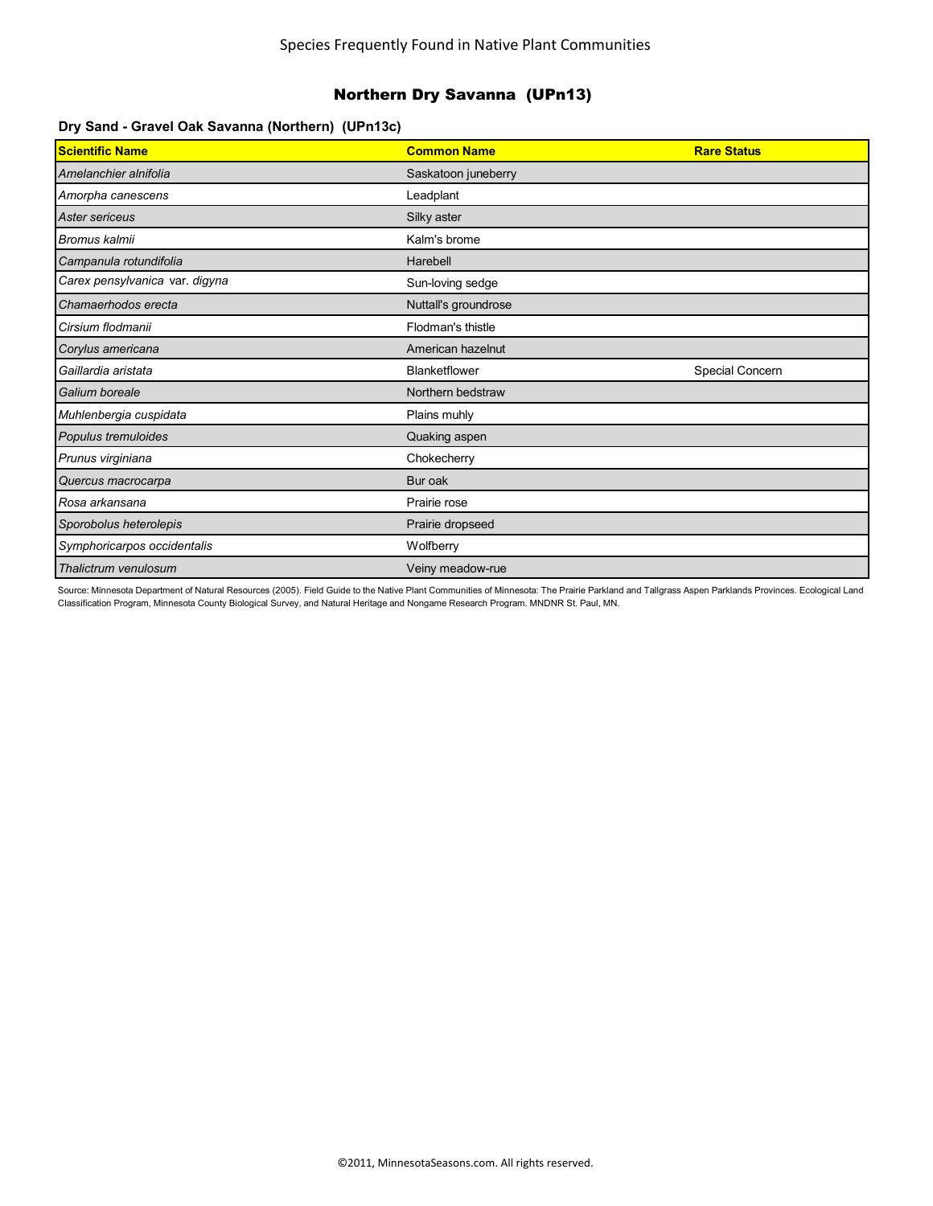Species Frequently Found in Native Plant Communities

## Northern Dry Savanna (UPn13)

### Dry Sand - Gravel Oak Savanna (Northern) (UPn13c)

| Scientific Name | Common Name | Rare Status |
|---|---|---|
| *Amelanchier alnifolia* | Saskatoon juneberry | |
| *Amorpha canescens* | Leadplant | |
| *Aster sericeus* | Silky aster | |
| *Bromus kalmii* | Kalm's brome | |
| *Campanula rotundifolia* | Harebell | |
| *Carex pensylvanica* var. *digyna* | Sun-loving sedge | |
| *Chamaerhodos erecta* | Nuttall's groundrose | |
| *Cirsium flodmanii* | Flodman's thistle | |
| *Corylus americana* | American hazelnut | |
| *Gaillardia aristata* | Blanketflower | Special Concern |
| *Galium boreale* | Northern bedstraw | |
| *Muhlenbergia cuspidata* | Plains muhly | |
| *Populus tremuloides* | Quaking aspen | |
| *Prunus virginiana* | Chokecherry | |
| *Quercus macrocarpa* | Bur oak | |
| *Rosa arkansana* | Prairie rose | |
| *Sporobolus heterolepis* | Prairie dropseed | |
| *Symphoricarpos occidentalis* | Wolfberry | |
| *Thalictrum venulosum* | Veiny meadow-rue | |

Source: Minnesota Department of Natural Resources (2005). Field Guide to the Native Plant Communities of Minnesota: The Prairie Parkland and Tallgrass Aspen Parklands Provinces. Ecological Land Classification Program, Minnesota County Biological Survey, and Natural Heritage and Nongame Research Program. MNDNR St. Paul, MN.

©2011, MinnesotaSeasons.com. All rights reserved.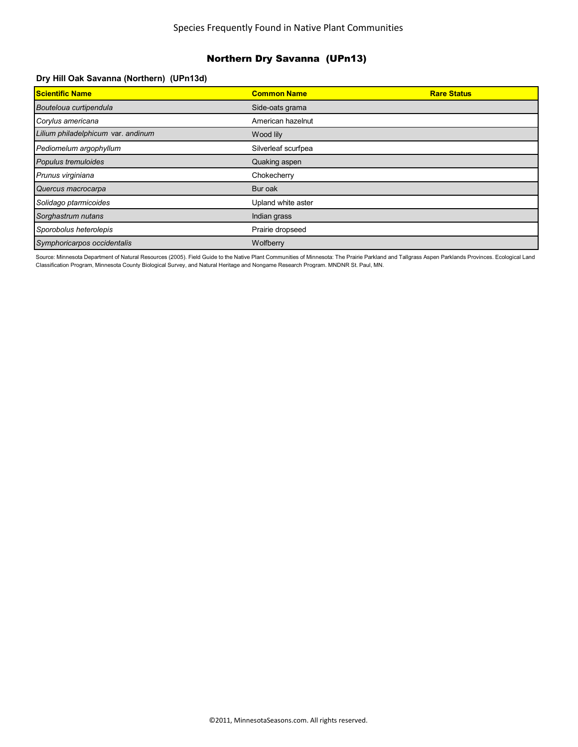Species Frequently Found in Native Plant Communities

## Northern Dry Savanna (UPn13)

### Dry Hill Oak Savanna (Northern) (UPn13d)

| Scientific Name | Common Name | Rare Status |
|---|---|---|
| *Bouteloua curtipendula* | Side-oats grama | |
| *Corylus americana* | American hazelnut | |
| *Lilium philadelphicum* var. *andinum* | Wood lily | |
| *Pediomelum argophyllum* | Silverleaf scurfpea | |
| *Populus tremuloides* | Quaking aspen | |
| *Prunus virginiana* | Chokecherry | |
| *Quercus macrocarpa* | Bur oak | |
| *Solidago ptarmicoides* | Upland white aster | |
| *Sorghastrum nutans* | Indian grass | |
| *Sporobolus heterolepis* | Prairie dropseed | |
| *Symphoricarpos occidentalis* | Wolfberry | |

Source: Minnesota Department of Natural Resources (2005). Field Guide to the Native Plant Communities of Minnesota: The Prairie Parkland and Tallgrass Aspen Parklands Provinces. Ecological Land Classification Program, Minnesota County Biological Survey, and Natural Heritage and Nongame Research Program. MNDNR St. Paul, MN.

©2011, MinnesotaSeasons.com. All rights reserved.